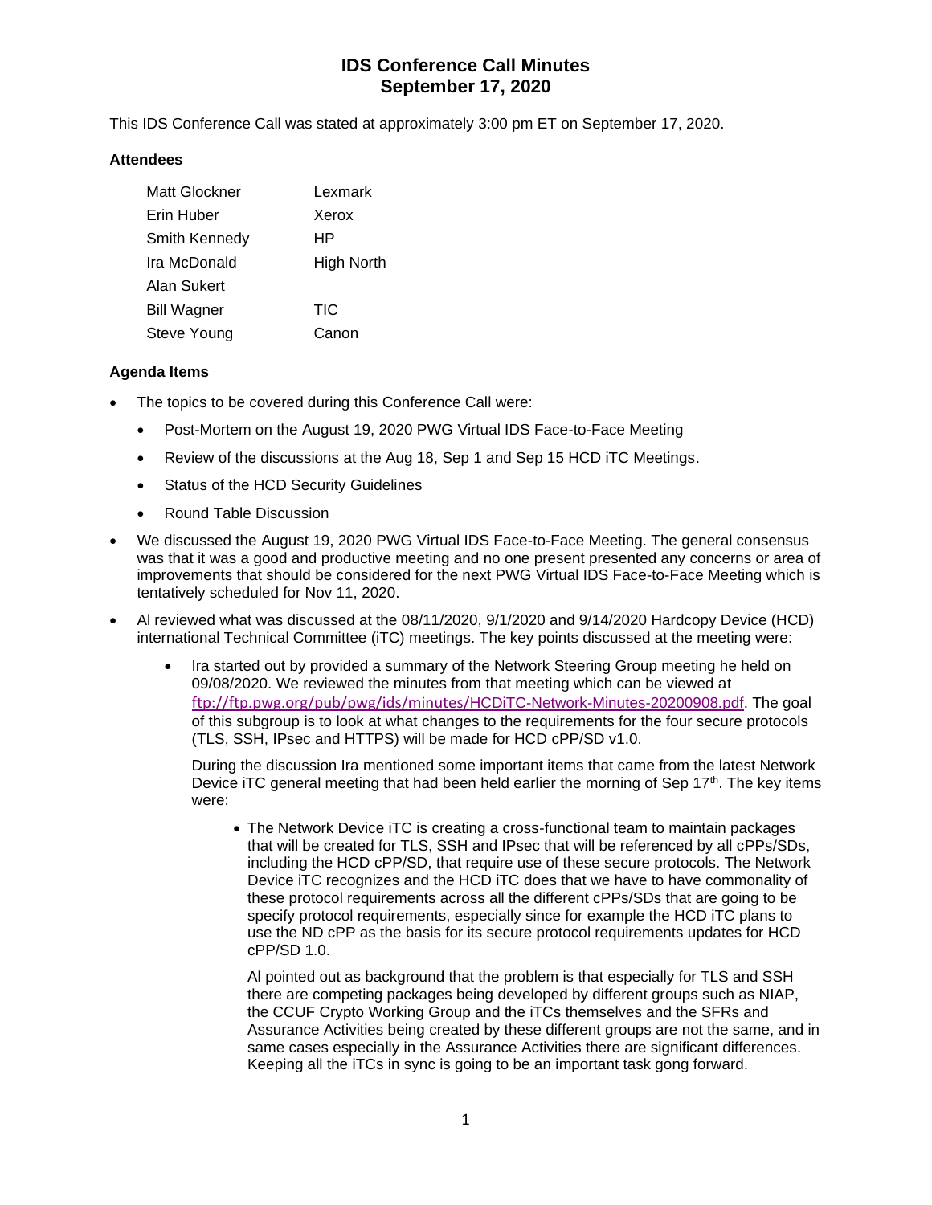# IDS Conference Call Minutes
## September 17, 2020

This IDS Conference Call was stated at approximately 3:00 pm ET on September 17, 2020.

### Attendees

| | |
|---|---|
| Matt Glockner | Lexmark |
| Erin Huber | Xerox |
| Smith Kennedy | HP |
| Ira McDonald | High North |
| Alan Sukert | |
| Bill Wagner | TIC |
| Steve Young | Canon |

### Agenda Items

- The topics to be covered during this Conference Call were:
  - Post-Mortem on the August 19, 2020 PWG Virtual IDS Face-to-Face Meeting
  - Review of the discussions at the Aug 18, Sep 1 and Sep 15 HCD iTC Meetings.
  - Status of the HCD Security Guidelines
  - Round Table Discussion
- We discussed the August 19, 2020 PWG Virtual IDS Face-to-Face Meeting. The general consensus was that it was a good and productive meeting and no one present presented any concerns or area of improvements that should be considered for the next PWG Virtual IDS Face-to-Face Meeting which is tentatively scheduled for Nov 11, 2020.
- Al reviewed what was discussed at the 08/11/2020, 9/1/2020 and 9/14/2020 Hardcopy Device (HCD) international Technical Committee (iTC) meetings. The key points discussed at the meeting were:
  - Ira started out by provided a summary of the Network Steering Group meeting he held on 09/08/2020. We reviewed the minutes from that meeting which can be viewed at ftp://ftp.pwg.org/pub/pwg/ids/minutes/HCDiTC-Network-Minutes-20200908.pdf. The goal of this subgroup is to look at what changes to the requirements for the four secure protocols (TLS, SSH, IPsec and HTTPS) will be made for HCD cPP/SD v1.0.

    During the discussion Ira mentioned some important items that came from the latest Network Device iTC general meeting that had been held earlier the morning of Sep 17th. The key items were:

    - The Network Device iTC is creating a cross-functional team to maintain packages that will be created for TLS, SSH and IPsec that will be referenced by all cPPs/SDs, including the HCD cPP/SD, that require use of these secure protocols. The Network Device iTC recognizes and the HCD iTC does that we have to have commonality of these protocol requirements across all the different cPPs/SDs that are going to be specify protocol requirements, especially since for example the HCD iTC plans to use the ND cPP as the basis for its secure protocol requirements updates for HCD cPP/SD 1.0.

      Al pointed out as background that the problem is that especially for TLS and SSH there are competing packages being developed by different groups such as NIAP, the CCUF Crypto Working Group and the iTCs themselves and the SFRs and Assurance Activities being created by these different groups are not the same, and in same cases especially in the Assurance Activities there are significant differences. Keeping all the iTCs in sync is going to be an important task gong forward.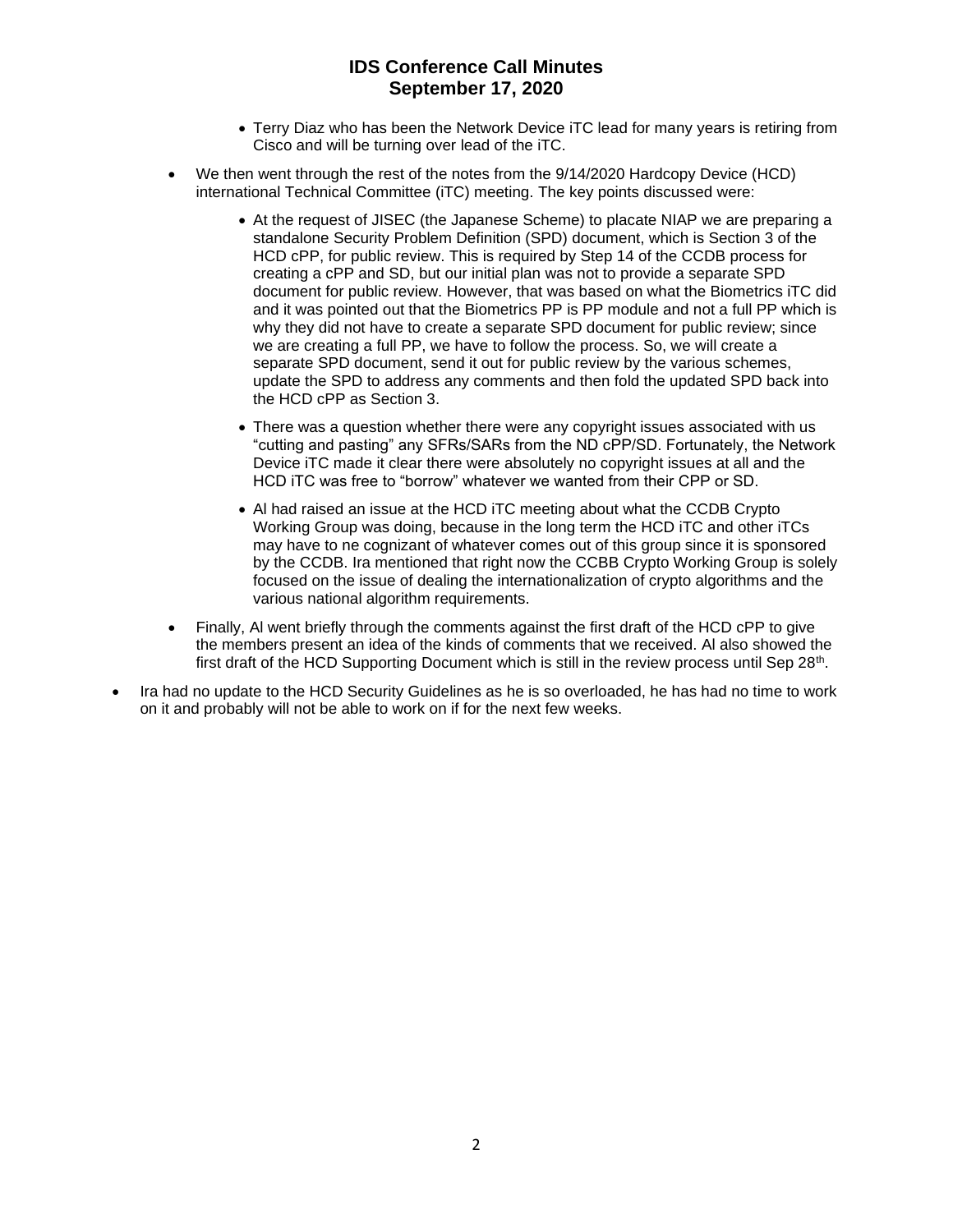- Terry Diaz who has been the Network Device iTC lead for many years is retiring from Cisco and will be turning over lead of the iTC.

- We then went through the rest of the notes from the 9/14/2020 Hardcopy Device (HCD) international Technical Committee (iTC) meeting. The key points discussed were:

  - At the request of JISEC (the Japanese Scheme) to placate NIAP we are preparing a standalone Security Problem Definition (SPD) document, which is Section 3 of the HCD cPP, for public review. This is required by Step 14 of the CCDB process for creating a cPP and SD, but our initial plan was not to provide a separate SPD document for public review. However, that was based on what the Biometrics iTC did and it was pointed out that the Biometrics PP is PP module and not a full PP which is why they did not have to create a separate SPD document for public review; since we are creating a full PP, we have to follow the process. So, we will create a separate SPD document, send it out for public review by the various schemes, update the SPD to address any comments and then fold the updated SPD back into the HCD cPP as Section 3.

  - There was a question whether there were any copyright issues associated with us "cutting and pasting" any SFRs/SARs from the ND cPP/SD. Fortunately, the Network Device iTC made it clear there were absolutely no copyright issues at all and the HCD iTC was free to "borrow" whatever we wanted from their CPP or SD.

  - Al had raised an issue at the HCD iTC meeting about what the CCDB Crypto Working Group was doing, because in the long term the HCD iTC and other iTCs may have to ne cognizant of whatever comes out of this group since it is sponsored by the CCDB. Ira mentioned that right now the CCBB Crypto Working Group is solely focused on the issue of dealing the internationalization of crypto algorithms and the various national algorithm requirements.

- Finally, Al went briefly through the comments against the first draft of the HCD cPP to give the members present an idea of the kinds of comments that we received. Al also showed the first draft of the HCD Supporting Document which is still in the review process until Sep 28th.

- Ira had no update to the HCD Security Guidelines as he is so overloaded, he has had no time to work on it and probably will not be able to work on if for the next few weeks.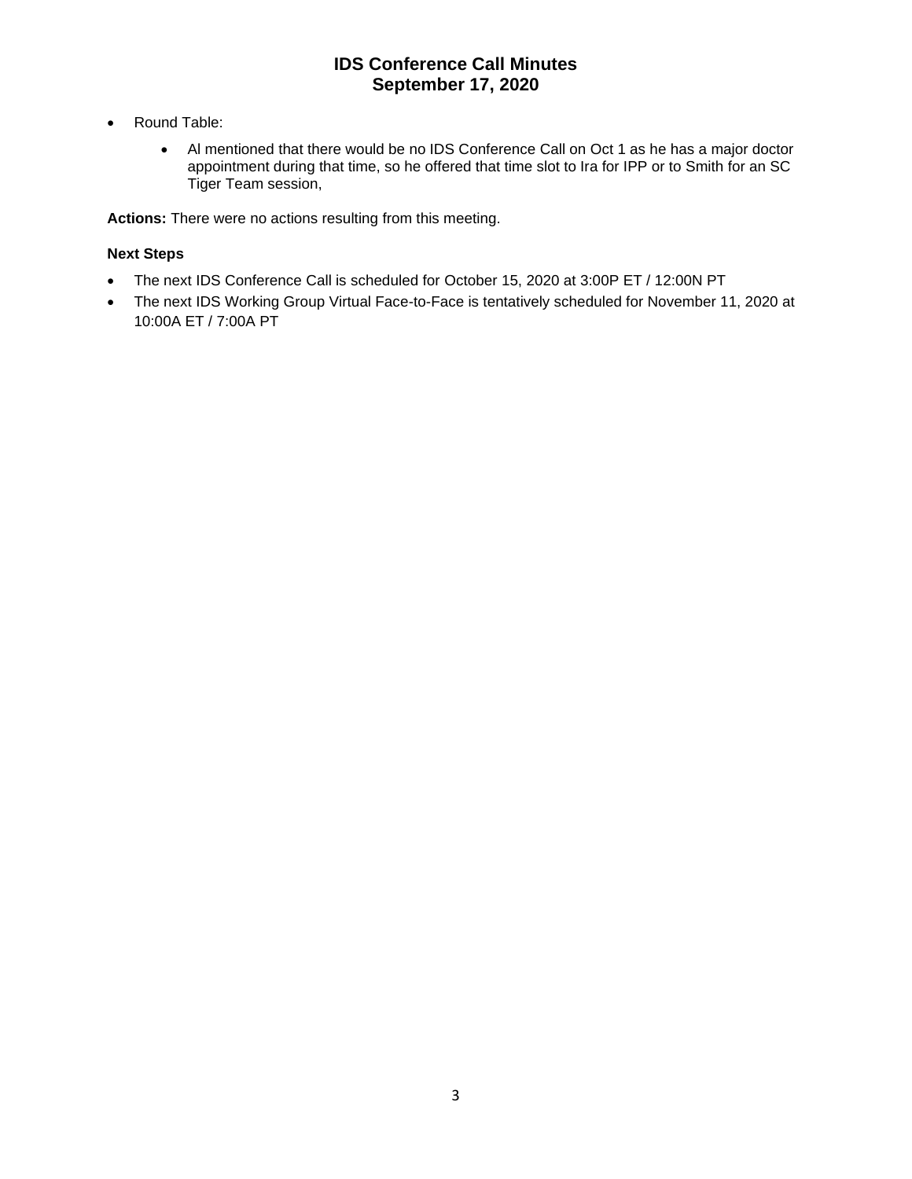- Round Table:
  - Al mentioned that there would be no IDS Conference Call on Oct 1 as he has a major doctor appointment during that time, so he offered that time slot to Ira for IPP or to Smith for an SC Tiger Team session,

**Actions:** There were no actions resulting from this meeting.

**Next Steps**

- The next IDS Conference Call is scheduled for October 15, 2020 at 3:00P ET / 12:00N PT
- The next IDS Working Group Virtual Face-to-Face is tentatively scheduled for November 11, 2020 at 10:00A ET / 7:00A PT